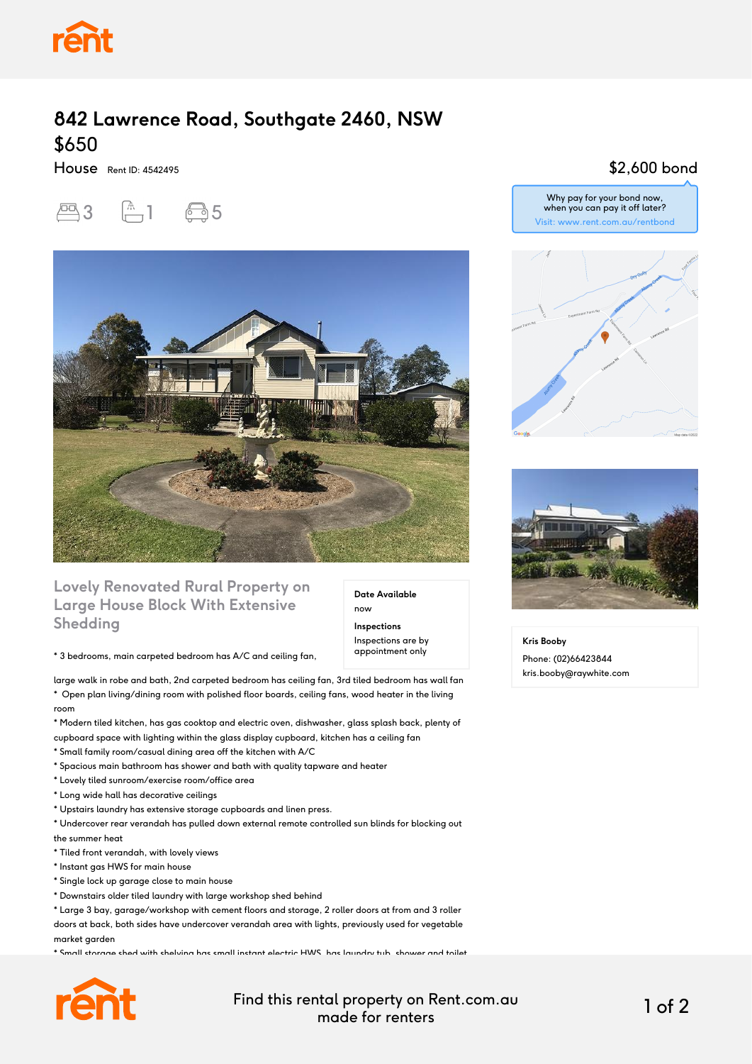# 842 Lawrence Road, Southgate 2460, NSW

## $650

House Rent ID: 4542495

3 1 5

$2,600 bond

Why pay for your bond now, when you can pay it off later?
Visit: www.rent.com.au/rentbond

## Lovely Renovated Rural Property on Large House Block With Extensive Shedding

**Date Available**
now

**Inspections**
Inspections are by appointment only

**Kris Booby**
Phone: (02)66423844
kris.booby@raywhite.com

* 3 bedrooms, main carpeted bedroom has A/C and ceiling fan, large walk in robe and bath, 2nd carpeted bedroom has ceiling fan, 3rd tiled bedroom has wall fan
* Open plan living/dining room with polished floor boards, ceiling fans, wood heater in the living room
* Modern tiled kitchen, has gas cooktop and electric oven, dishwasher, glass splash back, plenty of cupboard space with lighting within the glass display cupboard, kitchen has a ceiling fan
* Small family room/casual dining area off the kitchen with A/C
* Spacious main bathroom has shower and bath with quality tapware and heater
* Lovely tiled sunroom/exercise room/office area
* Long wide hall has decorative ceilings
* Upstairs laundry has extensive storage cupboards and linen press.
* Undercover rear verandah has pulled down external remote controlled sun blinds for blocking out the summer heat
* Tiled front verandah, with lovely views
* Instant gas HWS for main house
* Single lock up garage close to main house
* Downstairs older tiled laundry with large workshop shed behind
* Large 3 bay, garage/workshop with cement floors and storage, 2 roller doors at from and 3 roller doors at back, both sides have undercover verandah area with lights, previously used for vegetable market garden
* Small storage shed with shelving has small instant electric HWS, has laundry tub, shower and toilet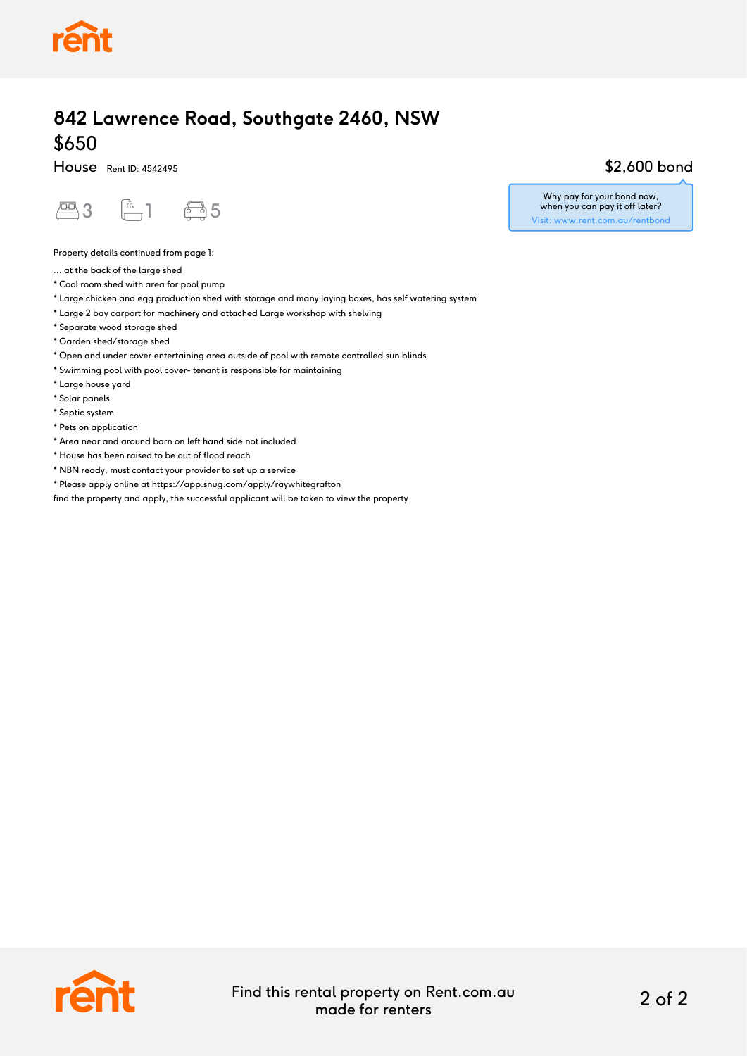# 842 Lawrence Road, Southgate 2460, NSW

## $650

House Rent ID: 4542495

$2,600 bond

Why pay for your bond now, when you can pay it off later?
Visit: www.rent.com.au/rentbond

3 1 5

Property details continued from page 1:

... at the back of the large shed

* Cool room shed with area for pool pump
* Large chicken and egg production shed with storage and many laying boxes, has self watering system
* Large 2 bay carport for machinery and attached Large workshop with shelving
* Separate wood storage shed
* Garden shed/storage shed
* Open and under cover entertaining area outside of pool with remote controlled sun blinds
* Swimming pool with pool cover- tenant is responsible for maintaining
* Large house yard
* Solar panels
* Septic system
* Pets on application
* Area near and around barn on left hand side not included
* House has been raised to be out of flood reach
* NBN ready, must contact your provider to set up a service
* Please apply online at https://app.snug.com/apply/raywhitegrafton

find the property and apply, the successful applicant will be taken to view the property

Find this rental property on Rent.com.au made for renters